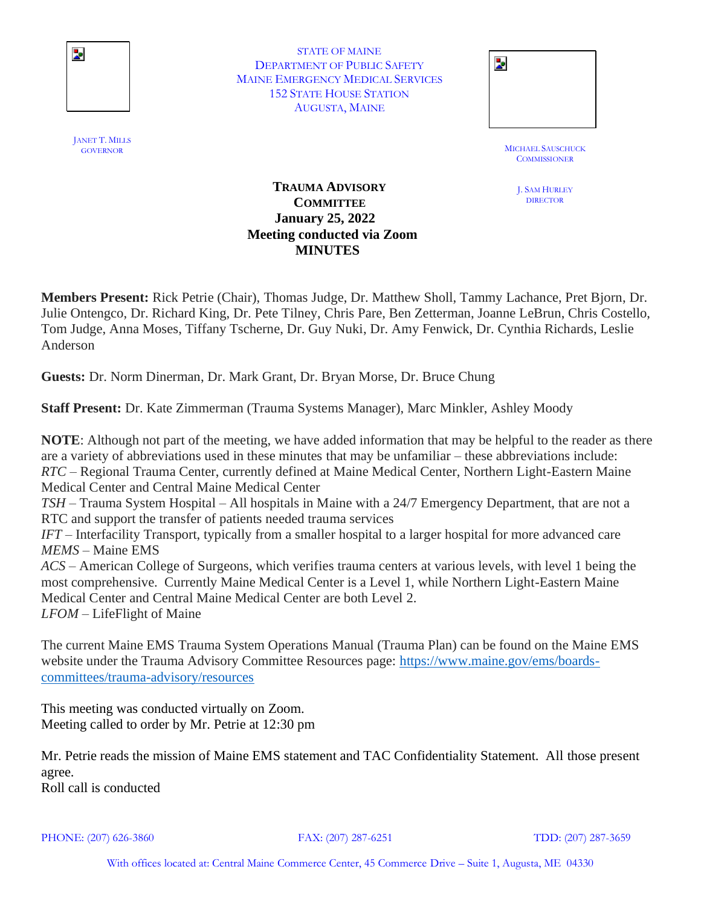STATE OF MAINE
DEPARTMENT OF PUBLIC SAFETY
MAINE EMERGENCY MEDICAL SERVICES
152 STATE HOUSE STATION
AUGUSTA, MAINE

JANET T. MILLS
GOVERNOR

MICHAEL SAUSCHUCK
COMMISSIONER

J. SAM HURLEY
DIRECTOR

**TRAUMA ADVISORY COMMITTEE**
**January 25, 2022**
**Meeting conducted via Zoom**
**MINUTES**

**Members Present:** Rick Petrie (Chair), Thomas Judge, Dr. Matthew Sholl, Tammy Lachance, Pret Bjorn, Dr. Julie Ontengco, Dr. Richard King, Dr. Pete Tilney, Chris Pare, Ben Zetterman, Joanne LeBrun, Chris Costello, Tom Judge, Anna Moses, Tiffany Tscherne, Dr. Guy Nuki, Dr. Amy Fenwick, Dr. Cynthia Richards, Leslie Anderson

**Guests:** Dr. Norm Dinerman, Dr. Mark Grant, Dr. Bryan Morse, Dr. Bruce Chung

**Staff Present:** Dr. Kate Zimmerman (Trauma Systems Manager), Marc Minkler, Ashley Moody

**NOTE**: Although not part of the meeting, we have added information that may be helpful to the reader as there are a variety of abbreviations used in these minutes that may be unfamiliar – these abbreviations include:
*RTC* – Regional Trauma Center, currently defined at Maine Medical Center, Northern Light-Eastern Maine Medical Center and Central Maine Medical Center
*TSH* – Trauma System Hospital – All hospitals in Maine with a 24/7 Emergency Department, that are not a RTC and support the transfer of patients needed trauma services
*IFT* – Interfacility Transport, typically from a smaller hospital to a larger hospital for more advanced care
*MEMS* – Maine EMS
*ACS* – American College of Surgeons, which verifies trauma centers at various levels, with level 1 being the most comprehensive. Currently Maine Medical Center is a Level 1, while Northern Light-Eastern Maine Medical Center and Central Maine Medical Center are both Level 2.
*LFOM* – LifeFlight of Maine

The current Maine EMS Trauma System Operations Manual (Trauma Plan) can be found on the Maine EMS website under the Trauma Advisory Committee Resources page: https://www.maine.gov/ems/boards-committees/trauma-advisory/resources

This meeting was conducted virtually on Zoom.
Meeting called to order by Mr. Petrie at 12:30 pm

Mr. Petrie reads the mission of Maine EMS statement and TAC Confidentiality Statement. All those present agree.
Roll call is conducted

PHONE: (207) 626-3860 FAX: (207) 287-6251 TDD: (207) 287-3659

With offices located at: Central Maine Commerce Center, 45 Commerce Drive – Suite 1, Augusta, ME 04330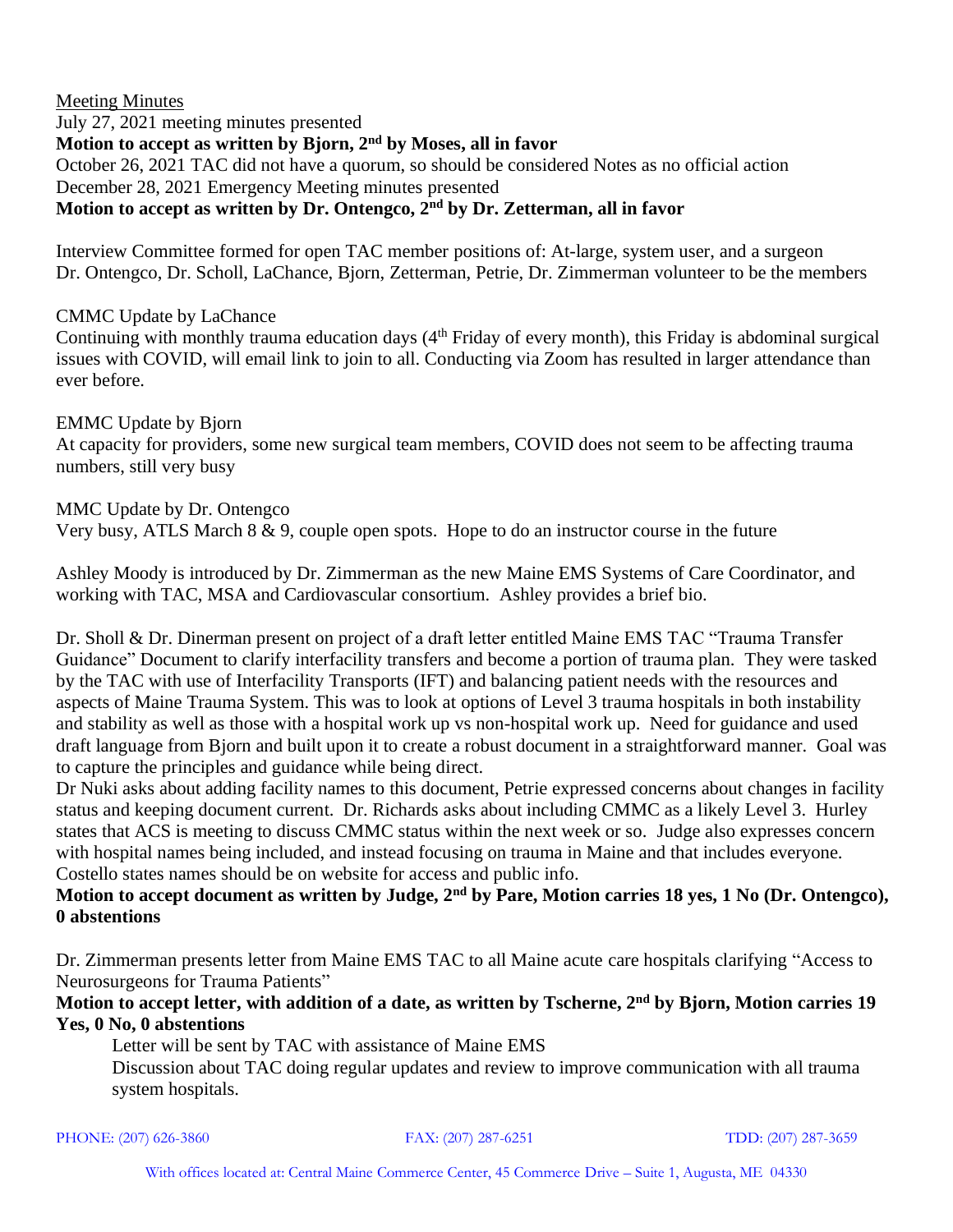Meeting Minutes

July 27, 2021 meeting minutes presented

**Motion to accept as written by Bjorn, 2nd by Moses, all in favor**

October 26, 2021 TAC did not have a quorum, so should be considered Notes as no official action

December 28, 2021 Emergency Meeting minutes presented

**Motion to accept as written by Dr. Ontengco, 2nd by Dr. Zetterman, all in favor**

Interview Committee formed for open TAC member positions of: At-large, system user, and a surgeon
Dr. Ontengco, Dr. Scholl, LaChance, Bjorn, Zetterman, Petrie, Dr. Zimmerman volunteer to be the members

CMMC Update by LaChance

Continuing with monthly trauma education days (4th Friday of every month), this Friday is abdominal surgical issues with COVID, will email link to join to all. Conducting via Zoom has resulted in larger attendance than ever before.

EMMC Update by Bjorn

At capacity for providers, some new surgical team members, COVID does not seem to be affecting trauma numbers, still very busy

MMC Update by Dr. Ontengco

Very busy, ATLS March 8 & 9, couple open spots. Hope to do an instructor course in the future

Ashley Moody is introduced by Dr. Zimmerman as the new Maine EMS Systems of Care Coordinator, and working with TAC, MSA and Cardiovascular consortium. Ashley provides a brief bio.

Dr. Sholl & Dr. Dinerman present on project of a draft letter entitled Maine EMS TAC "Trauma Transfer Guidance" Document to clarify interfacility transfers and become a portion of trauma plan. They were tasked by the TAC with use of Interfacility Transports (IFT) and balancing patient needs with the resources and aspects of Maine Trauma System. This was to look at options of Level 3 trauma hospitals in both instability and stability as well as those with a hospital work up vs non-hospital work up. Need for guidance and used draft language from Bjorn and built upon it to create a robust document in a straightforward manner. Goal was to capture the principles and guidance while being direct.

Dr Nuki asks about adding facility names to this document, Petrie expressed concerns about changes in facility status and keeping document current. Dr. Richards asks about including CMMC as a likely Level 3. Hurley states that ACS is meeting to discuss CMMC status within the next week or so. Judge also expresses concern with hospital names being included, and instead focusing on trauma in Maine and that includes everyone. Costello states names should be on website for access and public info.

**Motion to accept document as written by Judge, 2nd by Pare, Motion carries 18 yes, 1 No (Dr. Ontengco), 0 abstentions**

Dr. Zimmerman presents letter from Maine EMS TAC to all Maine acute care hospitals clarifying "Access to Neurosurgeons for Trauma Patients"

**Motion to accept letter, with addition of a date, as written by Tscherne, 2nd by Bjorn, Motion carries 19 Yes, 0 No, 0 abstentions**

Letter will be sent by TAC with assistance of Maine EMS

Discussion about TAC doing regular updates and review to improve communication with all trauma system hospitals.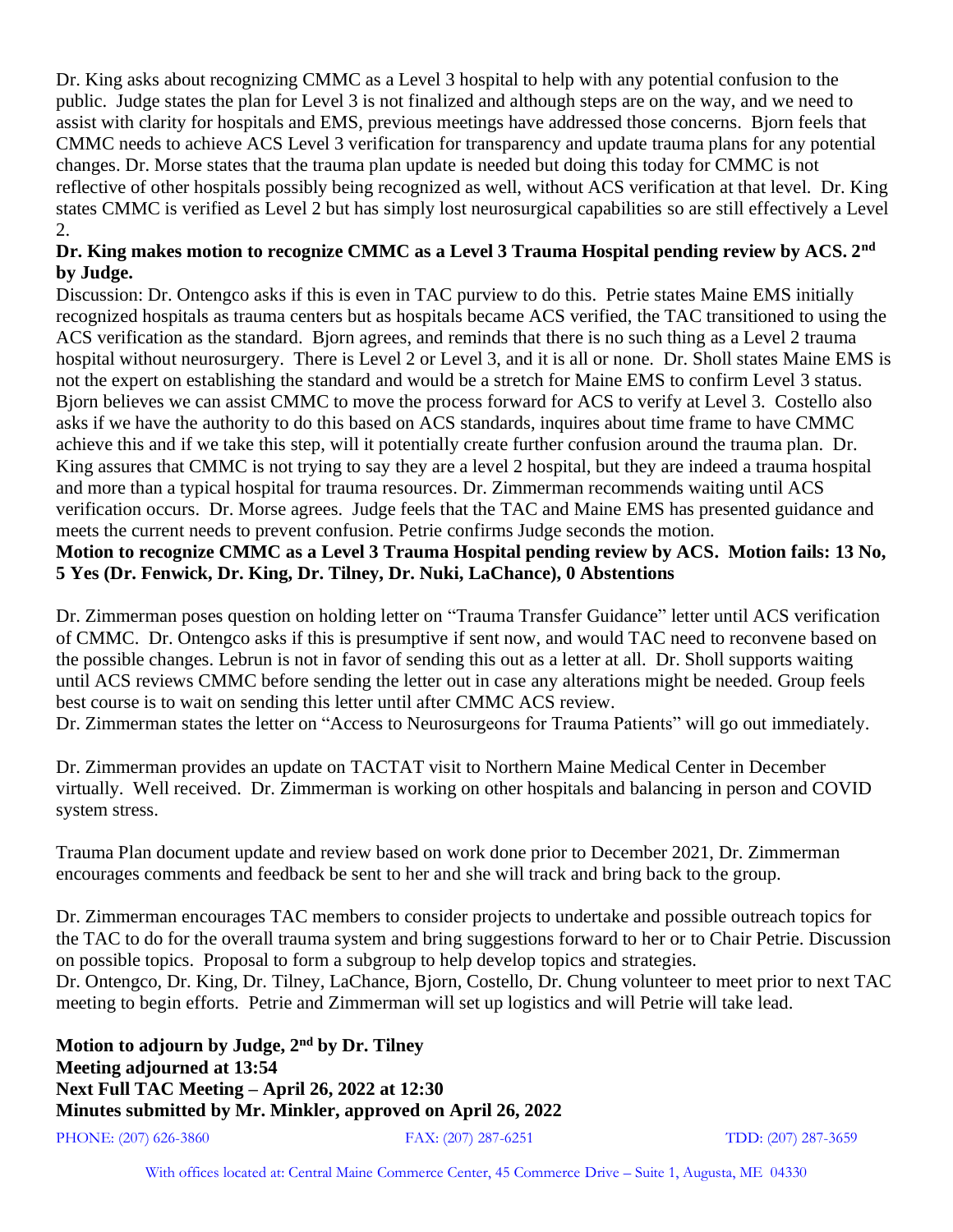Dr. King asks about recognizing CMMC as a Level 3 hospital to help with any potential confusion to the public. Judge states the plan for Level 3 is not finalized and although steps are on the way, and we need to assist with clarity for hospitals and EMS, previous meetings have addressed those concerns. Bjorn feels that CMMC needs to achieve ACS Level 3 verification for transparency and update trauma plans for any potential changes. Dr. Morse states that the trauma plan update is needed but doing this today for CMMC is not reflective of other hospitals possibly being recognized as well, without ACS verification at that level. Dr. King states CMMC is verified as Level 2 but has simply lost neurosurgical capabilities so are still effectively a Level 2.

**Dr. King makes motion to recognize CMMC as a Level 3 Trauma Hospital pending review by ACS. 2nd by Judge.**

Discussion: Dr. Ontengco asks if this is even in TAC purview to do this. Petrie states Maine EMS initially recognized hospitals as trauma centers but as hospitals became ACS verified, the TAC transitioned to using the ACS verification as the standard. Bjorn agrees, and reminds that there is no such thing as a Level 2 trauma hospital without neurosurgery. There is Level 2 or Level 3, and it is all or none. Dr. Sholl states Maine EMS is not the expert on establishing the standard and would be a stretch for Maine EMS to confirm Level 3 status. Bjorn believes we can assist CMMC to move the process forward for ACS to verify at Level 3. Costello also asks if we have the authority to do this based on ACS standards, inquires about time frame to have CMMC achieve this and if we take this step, will it potentially create further confusion around the trauma plan. Dr. King assures that CMMC is not trying to say they are a level 2 hospital, but they are indeed a trauma hospital and more than a typical hospital for trauma resources. Dr. Zimmerman recommends waiting until ACS verification occurs. Dr. Morse agrees. Judge feels that the TAC and Maine EMS has presented guidance and meets the current needs to prevent confusion. Petrie confirms Judge seconds the motion.

**Motion to recognize CMMC as a Level 3 Trauma Hospital pending review by ACS. Motion fails: 13 No, 5 Yes (Dr. Fenwick, Dr. King, Dr. Tilney, Dr. Nuki, LaChance), 0 Abstentions**

Dr. Zimmerman poses question on holding letter on "Trauma Transfer Guidance" letter until ACS verification of CMMC. Dr. Ontengco asks if this is presumptive if sent now, and would TAC need to reconvene based on the possible changes. Lebrun is not in favor of sending this out as a letter at all. Dr. Sholl supports waiting until ACS reviews CMMC before sending the letter out in case any alterations might be needed. Group feels best course is to wait on sending this letter until after CMMC ACS review.

Dr. Zimmerman states the letter on "Access to Neurosurgeons for Trauma Patients" will go out immediately.

Dr. Zimmerman provides an update on TACTAT visit to Northern Maine Medical Center in December virtually. Well received. Dr. Zimmerman is working on other hospitals and balancing in person and COVID system stress.

Trauma Plan document update and review based on work done prior to December 2021, Dr. Zimmerman encourages comments and feedback be sent to her and she will track and bring back to the group.

Dr. Zimmerman encourages TAC members to consider projects to undertake and possible outreach topics for the TAC to do for the overall trauma system and bring suggestions forward to her or to Chair Petrie. Discussion on possible topics. Proposal to form a subgroup to help develop topics and strategies.

Dr. Ontengco, Dr. King, Dr. Tilney, LaChance, Bjorn, Costello, Dr. Chung volunteer to meet prior to next TAC meeting to begin efforts. Petrie and Zimmerman will set up logistics and will Petrie will take lead.

**Motion to adjourn by Judge, 2nd by Dr. Tilney**
**Meeting adjourned at 13:54**
**Next Full TAC Meeting – April 26, 2022 at 12:30**
**Minutes submitted by Mr. Minkler, approved on April 26, 2022**